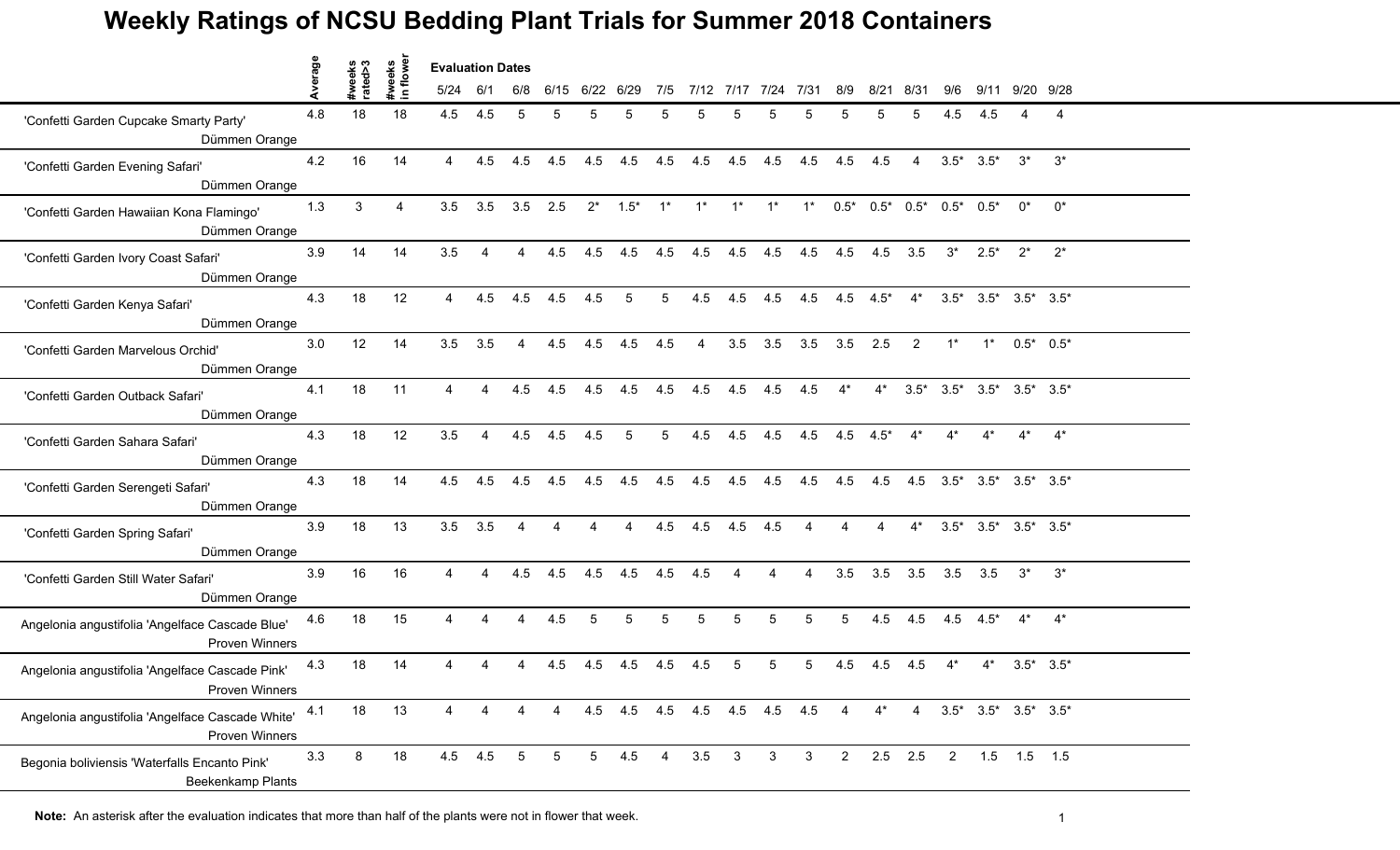# Weekly Ratings of NCSU Bedding Plant Trials for Summer 2018 Containers

| | Average | #weeks rated>3 | #weeks in flower | 5/24 | 6/1 | 6/8 | 6/15 | 6/22 | 6/29 | 7/5 | 7/12 | 7/17 | 7/24 | 7/31 | 8/9 | 8/21 | 8/31 | 9/6 | 9/11 | 9/20 | 9/28 |
|---|---|---|---|---|---|---|---|---|---|---|---|---|---|---|---|---|---|---|---|---|---|
| | | | | **Evaluation Dates** | | | | | | | | | | | | | | | | | |
| 'Confetti Garden Cupcake Smarty Party' Dümmen Orange | 4.8 | 18 | 18 | 4.5 | 4.5 | 5 | 5 | 5 | 5 | 5 | 5 | 5 | 5 | 5 | 5 | 5 | 5 | 4.5 | 4.5 | 4 | 4 |
| 'Confetti Garden Evening Safari' Dümmen Orange | 4.2 | 16 | 14 | 4 | 4.5 | 4.5 | 4.5 | 4.5 | 4.5 | 4.5 | 4.5 | 4.5 | 4.5 | 4.5 | 4.5 | 4.5 | 4 | 3.5* | 3.5* | 3* | 3* |
| 'Confetti Garden Hawaiian Kona Flamingo' Dümmen Orange | 1.3 | 3 | 4 | 3.5 | 3.5 | 3.5 | 2.5 | 2* | 1.5* | 1* | 1* | 1* | 1* | 1* | 0.5* | 0.5* | 0.5* | 0.5* | 0.5* | 0* | 0* |
| 'Confetti Garden Ivory Coast Safari' Dümmen Orange | 3.9 | 14 | 14 | 3.5 | 4 | 4 | 4.5 | 4.5 | 4.5 | 4.5 | 4.5 | 4.5 | 4.5 | 4.5 | 4.5 | 4.5 | 3.5 | 3* | 2.5* | 2* | 2* |
| 'Confetti Garden Kenya Safari' Dümmen Orange | 4.3 | 18 | 12 | 4 | 4.5 | 4.5 | 4.5 | 4.5 | 5 | 5 | 4.5 | 4.5 | 4.5 | 4.5 | 4.5 | 4.5* | 4* | 3.5* | 3.5* | 3.5* | 3.5* |
| 'Confetti Garden Marvelous Orchid' Dümmen Orange | 3.0 | 12 | 14 | 3.5 | 3.5 | 4 | 4.5 | 4.5 | 4.5 | 4.5 | 4 | 3.5 | 3.5 | 3.5 | 3.5 | 2.5 | 2 | 1* | 1* | 0.5* | 0.5* |
| 'Confetti Garden Outback Safari' Dümmen Orange | 4.1 | 18 | 11 | 4 | 4 | 4.5 | 4.5 | 4.5 | 4.5 | 4.5 | 4.5 | 4.5 | 4.5 | 4.5 | 4* | 4* | 3.5* | 3.5* | 3.5* | 3.5* | 3.5* |
| 'Confetti Garden Sahara Safari' Dümmen Orange | 4.3 | 18 | 12 | 3.5 | 4 | 4.5 | 4.5 | 4.5 | 5 | 5 | 4.5 | 4.5 | 4.5 | 4.5 | 4.5 | 4.5* | 4* | 4* | 4* | 4* | 4* |
| 'Confetti Garden Serengeti Safari' Dümmen Orange | 4.3 | 18 | 14 | 4.5 | 4.5 | 4.5 | 4.5 | 4.5 | 4.5 | 4.5 | 4.5 | 4.5 | 4.5 | 4.5 | 4.5 | 4.5 | 4.5 | 3.5* | 3.5* | 3.5* | 3.5* |
| 'Confetti Garden Spring Safari' Dümmen Orange | 3.9 | 18 | 13 | 3.5 | 3.5 | 4 | 4 | 4 | 4 | 4.5 | 4.5 | 4.5 | 4.5 | 4 | 4 | 4 | 4* | 3.5* | 3.5* | 3.5* | 3.5* |
| 'Confetti Garden Still Water Safari' Dümmen Orange | 3.9 | 16 | 16 | 4 | 4 | 4.5 | 4.5 | 4.5 | 4.5 | 4.5 | 4.5 | 4 | 4 | 4 | 3.5 | 3.5 | 3.5 | 3.5 | 3.5 | 3* | 3* |
| Angelonia angustifolia 'Angelface Cascade Blue' Proven Winners | 4.6 | 18 | 15 | 4 | 4 | 4 | 4.5 | 5 | 5 | 5 | 5 | 5 | 5 | 5 | 5 | 4.5 | 4.5 | 4.5 | 4.5* | 4* | 4* |
| Angelonia angustifolia 'Angelface Cascade Pink' Proven Winners | 4.3 | 18 | 14 | 4 | 4 | 4 | 4.5 | 4.5 | 4.5 | 4.5 | 4.5 | 5 | 5 | 5 | 4.5 | 4.5 | 4.5 | 4* | 4* | 3.5* | 3.5* |
| Angelonia angustifolia 'Angelface Cascade White' Proven Winners | 4.1 | 18 | 13 | 4 | 4 | 4 | 4 | 4.5 | 4.5 | 4.5 | 4.5 | 4.5 | 4.5 | 4.5 | 4 | 4* | 4 | 3.5* | 3.5* | 3.5* | 3.5* |
| Begonia boliviensis 'Waterfalls Encanto Pink' Beekenkamp Plants | 3.3 | 8 | 18 | 4.5 | 4.5 | 5 | 5 | 5 | 4.5 | 4 | 3.5 | 3 | 3 | 3 | 2 | 2.5 | 2.5 | 2 | 1.5 | 1.5 | 1.5 |

**Note:** An asterisk after the evaluation indicates that more than half of the plants were not in flower that week.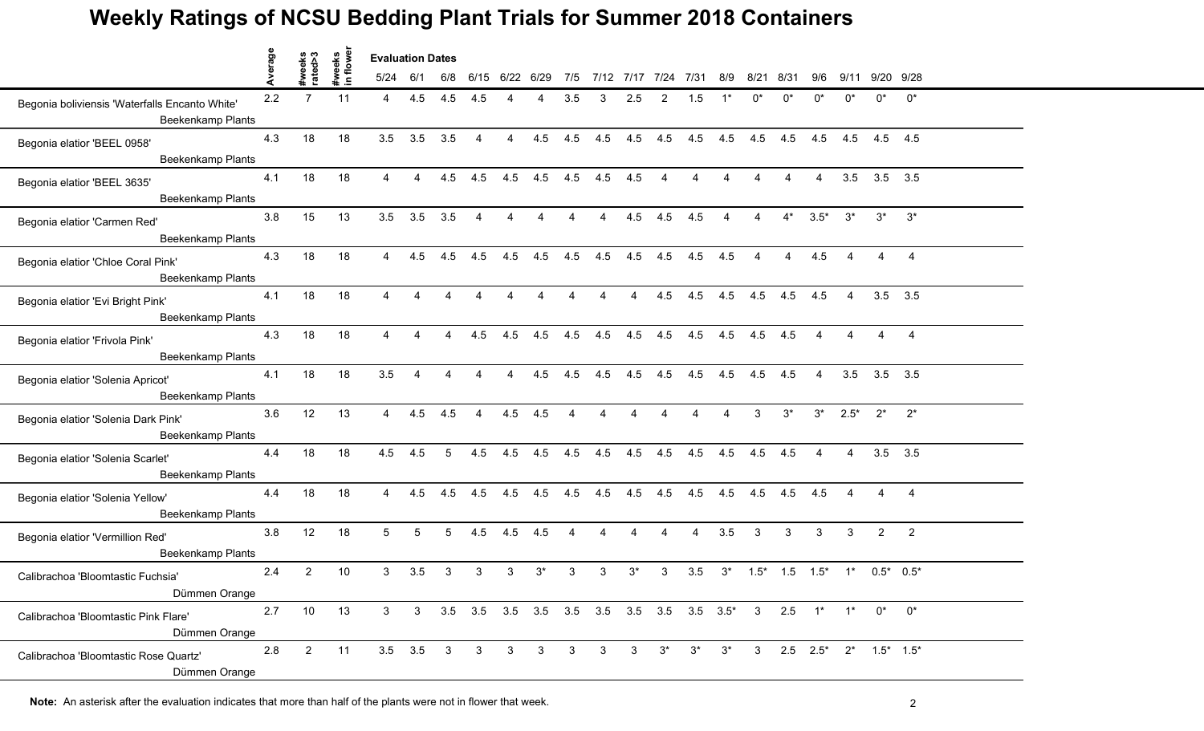# Weekly Ratings of NCSU Bedding Plant Trials for Summer 2018 Containers

| | Average | #weeks rated>3 | #weeks in flower | Evaluation Dates | | | | | | | | | | | | | | | | | | |
|---|---|---|---|---|---|---|---|---|---|---|---|---|---|---|---|---|---|---|---|---|---|---|
| | | | | 5/24 | 6/1 | 6/8 | 6/15 | 6/22 | 6/29 | 7/5 | 7/12 | 7/17 | 7/24 | 7/31 | 8/9 | 8/21 | 8/31 | 9/6 | 9/11 | 9/20 | 9/28 |
| Begonia boliviensis 'Waterfalls Encanto White' Beekenkamp Plants | 2.2 | 7 | 11 | 4 | 4.5 | 4.5 | 4.5 | 4 | 4 | 3.5 | 3 | 2.5 | 2 | 1.5 | 1* | 0* | 0* | 0* | 0* | 0* | 0* |
| Begonia elatior 'BEEL 0958' Beekenkamp Plants | 4.3 | 18 | 18 | 3.5 | 3.5 | 3.5 | 4 | 4 | 4.5 | 4.5 | 4.5 | 4.5 | 4.5 | 4.5 | 4.5 | 4.5 | 4.5 | 4.5 | 4.5 | 4.5 | 4.5 |
| Begonia elatior 'BEEL 3635' Beekenkamp Plants | 4.1 | 18 | 18 | 4 | 4 | 4.5 | 4.5 | 4.5 | 4.5 | 4.5 | 4.5 | 4.5 | 4 | 4 | 4 | 4 | 4 | 4 | 3.5 | 3.5 | 3.5 |
| Begonia elatior 'Carmen Red' Beekenkamp Plants | 3.8 | 15 | 13 | 3.5 | 3.5 | 3.5 | 4 | 4 | 4 | 4 | 4 | 4.5 | 4.5 | 4.5 | 4 | 4 | 4* | 3.5* | 3* | 3* | 3* |
| Begonia elatior 'Chloe Coral Pink' Beekenkamp Plants | 4.3 | 18 | 18 | 4 | 4.5 | 4.5 | 4.5 | 4.5 | 4.5 | 4.5 | 4.5 | 4.5 | 4.5 | 4.5 | 4.5 | 4 | 4 | 4.5 | 4 | 4 | 4 |
| Begonia elatior 'Evi Bright Pink' Beekenkamp Plants | 4.1 | 18 | 18 | 4 | 4 | 4 | 4 | 4 | 4 | 4 | 4 | 4 | 4.5 | 4.5 | 4.5 | 4.5 | 4.5 | 4.5 | 4 | 3.5 | 3.5 |
| Begonia elatior 'Frivola Pink' Beekenkamp Plants | 4.3 | 18 | 18 | 4 | 4 | 4 | 4.5 | 4.5 | 4.5 | 4.5 | 4.5 | 4.5 | 4.5 | 4.5 | 4.5 | 4.5 | 4.5 | 4 | 4 | 4 | 4 |
| Begonia elatior 'Solenia Apricot' Beekenkamp Plants | 4.1 | 18 | 18 | 3.5 | 4 | 4 | 4 | 4 | 4.5 | 4.5 | 4.5 | 4.5 | 4.5 | 4.5 | 4.5 | 4.5 | 4.5 | 4 | 3.5 | 3.5 | 3.5 |
| Begonia elatior 'Solenia Dark Pink' Beekenkamp Plants | 3.6 | 12 | 13 | 4 | 4.5 | 4.5 | 4 | 4.5 | 4.5 | 4 | 4 | 4 | 4 | 4 | 4 | 3 | 3* | 3* | 2.5* | 2* | 2* |
| Begonia elatior 'Solenia Scarlet' Beekenkamp Plants | 4.4 | 18 | 18 | 4.5 | 4.5 | 5 | 4.5 | 4.5 | 4.5 | 4.5 | 4.5 | 4.5 | 4.5 | 4.5 | 4.5 | 4.5 | 4.5 | 4 | 4 | 3.5 | 3.5 |
| Begonia elatior 'Solenia Yellow' Beekenkamp Plants | 4.4 | 18 | 18 | 4 | 4.5 | 4.5 | 4.5 | 4.5 | 4.5 | 4.5 | 4.5 | 4.5 | 4.5 | 4.5 | 4.5 | 4.5 | 4.5 | 4.5 | 4 | 4 | 4 |
| Begonia elatior 'Vermillion Red' Beekenkamp Plants | 3.8 | 12 | 18 | 5 | 5 | 5 | 4.5 | 4.5 | 4.5 | 4 | 4 | 4 | 4 | 4 | 3.5 | 3 | 3 | 3 | 3 | 2 | 2 |
| Calibrachoa 'Bloomtastic Fuchsia' Dümmen Orange | 2.4 | 2 | 10 | 3 | 3.5 | 3 | 3 | 3 | 3* | 3 | 3 | 3* | 3 | 3.5 | 3* | 1.5* | 1.5 | 1.5* | 1* | 0.5* | 0.5* |
| Calibrachoa 'Bloomtastic Pink Flare' Dümmen Orange | 2.7 | 10 | 13 | 3 | 3 | 3.5 | 3.5 | 3.5 | 3.5 | 3.5 | 3.5 | 3.5 | 3.5 | 3.5 | 3.5* | 3 | 2.5 | 1* | 1* | 0* | 0* |
| Calibrachoa 'Bloomtastic Rose Quartz' Dümmen Orange | 2.8 | 2 | 11 | 3.5 | 3.5 | 3 | 3 | 3 | 3 | 3 | 3 | 3 | 3* | 3* | 3* | 3 | 2.5 | 2.5* | 2* | 1.5* | 1.5* |

**Note:** An asterisk after the evaluation indicates that more than half of the plants were not in flower that week.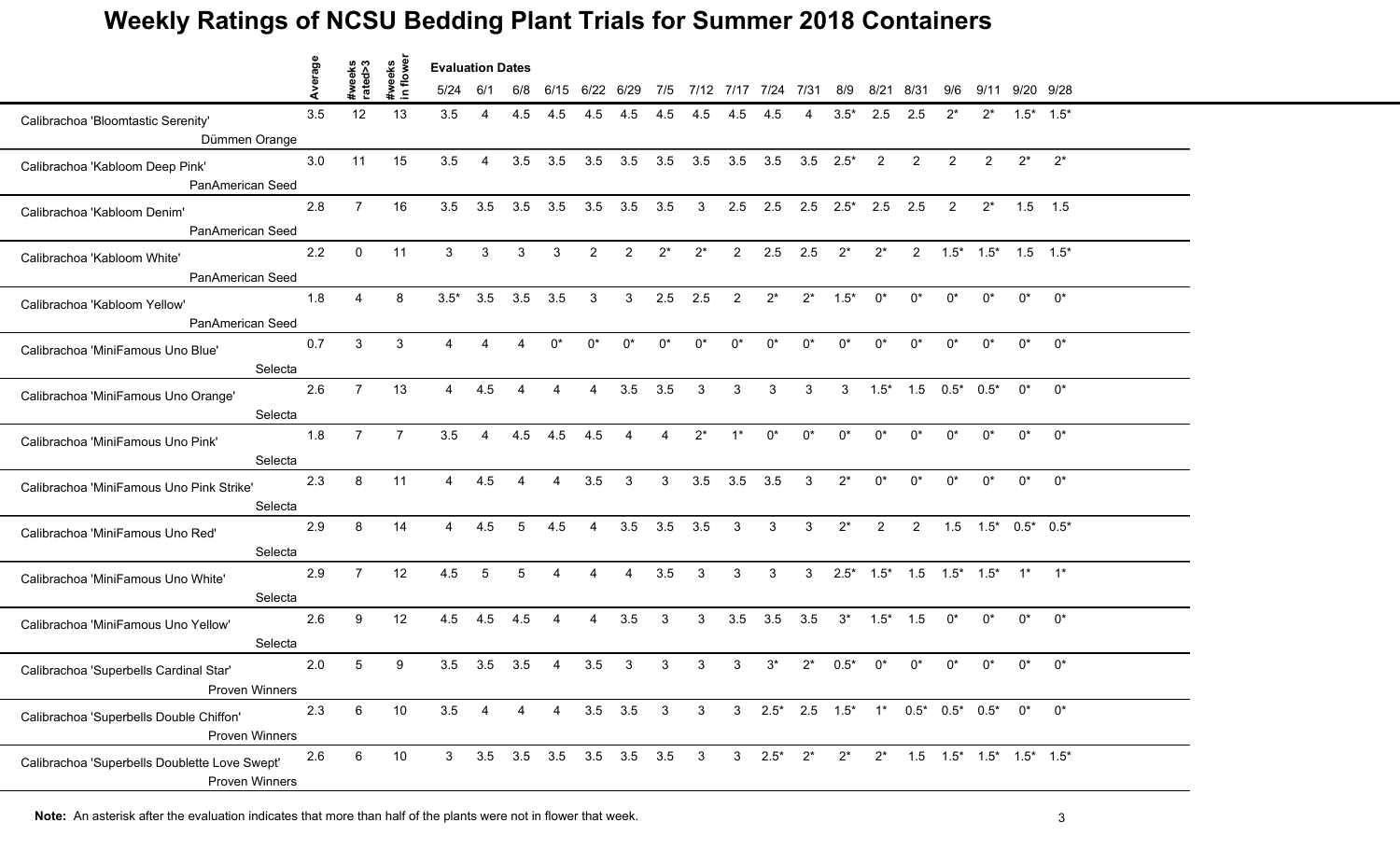# Weekly Ratings of NCSU Bedding Plant Trials for Summer 2018 Containers

| | Average | #weeks rated>3 | #weeks in flower | 5/24 | 6/1 | 6/8 | 6/15 | 6/22 | 6/29 | 7/5 | 7/12 | 7/17 | 7/24 | 7/31 | 8/9 | 8/21 | 8/31 | 9/6 | 9/11 | 9/20 | 9/28 |
|---|---|---|---|---|---|---|---|---|---|---|---|---|---|---|---|---|---|---|---|---|---|
| | | | | Evaluation Dates | | | | | | | | | | | | | | | | | |
| Calibrachoa 'Bloomtastic Serenity' Dümmen Orange | 3.5 | 12 | 13 | 3.5 | 4 | 4.5 | 4.5 | 4.5 | 4.5 | 4.5 | 4.5 | 4.5 | 4.5 | 4 | 3.5* | 2.5 | 2.5 | 2* | 2* | 1.5* | 1.5* |
| Calibrachoa 'Kabloom Deep Pink' PanAmerican Seed | 3.0 | 11 | 15 | 3.5 | 4 | 3.5 | 3.5 | 3.5 | 3.5 | 3.5 | 3.5 | 3.5 | 3.5 | 3.5 | 2.5* | 2 | 2 | 2 | 2 | 2* | 2* |
| Calibrachoa 'Kabloom Denim' PanAmerican Seed | 2.8 | 7 | 16 | 3.5 | 3.5 | 3.5 | 3.5 | 3.5 | 3.5 | 3.5 | 3 | 2.5 | 2.5 | 2.5 | 2.5* | 2.5 | 2.5 | 2 | 2* | 1.5 | 1.5 |
| Calibrachoa 'Kabloom White' PanAmerican Seed | 2.2 | 0 | 11 | 3 | 3 | 3 | 3 | 2 | 2 | 2* | 2* | 2 | 2.5 | 2.5 | 2* | 2* | 2 | 1.5* | 1.5* | 1.5 | 1.5* |
| Calibrachoa 'Kabloom Yellow' PanAmerican Seed | 1.8 | 4 | 8 | 3.5* | 3.5 | 3.5 | 3.5 | 3 | 3 | 2.5 | 2.5 | 2 | 2* | 2* | 1.5* | 0* | 0* | 0* | 0* | 0* | 0* |
| Calibrachoa 'MiniFamous Uno Blue' Selecta | 0.7 | 3 | 3 | 4 | 4 | 4 | 0* | 0* | 0* | 0* | 0* | 0* | 0* | 0* | 0* | 0* | 0* | 0* | 0* | 0* | 0* |
| Calibrachoa 'MiniFamous Uno Orange' Selecta | 2.6 | 7 | 13 | 4 | 4.5 | 4 | 4 | 4 | 3.5 | 3.5 | 3 | 3 | 3 | 3 | 3 | 1.5* | 1.5 | 0.5* | 0.5* | 0* | 0* |
| Calibrachoa 'MiniFamous Uno Pink' Selecta | 1.8 | 7 | 7 | 3.5 | 4 | 4.5 | 4.5 | 4.5 | 4 | 4 | 2* | 1* | 0* | 0* | 0* | 0* | 0* | 0* | 0* | 0* | 0* |
| Calibrachoa 'MiniFamous Uno Pink Strike' Selecta | 2.3 | 8 | 11 | 4 | 4.5 | 4 | 4 | 3.5 | 3 | 3 | 3.5 | 3.5 | 3.5 | 3 | 2* | 0* | 0* | 0* | 0* | 0* | 0* |
| Calibrachoa 'MiniFamous Uno Red' Selecta | 2.9 | 8 | 14 | 4 | 4.5 | 5 | 4.5 | 4 | 3.5 | 3.5 | 3.5 | 3 | 3 | 3 | 2* | 2 | 2 | 1.5 | 1.5* | 0.5* | 0.5* |
| Calibrachoa 'MiniFamous Uno White' Selecta | 2.9 | 7 | 12 | 4.5 | 5 | 5 | 4 | 4 | 4 | 3.5 | 3 | 3 | 3 | 3 | 2.5* | 1.5* | 1.5 | 1.5* | 1.5* | 1* | 1* |
| Calibrachoa 'MiniFamous Uno Yellow' Selecta | 2.6 | 9 | 12 | 4.5 | 4.5 | 4.5 | 4 | 4 | 3.5 | 3 | 3 | 3.5 | 3.5 | 3.5 | 3* | 1.5* | 1.5 | 0* | 0* | 0* | 0* |
| Calibrachoa 'Superbells Cardinal Star' Proven Winners | 2.0 | 5 | 9 | 3.5 | 3.5 | 3.5 | 4 | 3.5 | 3 | 3 | 3 | 3 | 3* | 2* | 0.5* | 0* | 0* | 0* | 0* | 0* | 0* |
| Calibrachoa 'Superbells Double Chiffon' Proven Winners | 2.3 | 6 | 10 | 3.5 | 4 | 4 | 4 | 3.5 | 3.5 | 3 | 3 | 3 | 2.5* | 2.5 | 1.5* | 1* | 0.5* | 0.5* | 0.5* | 0* | 0* |
| Calibrachoa 'Superbells Doublette Love Swept' Proven Winners | 2.6 | 6 | 10 | 3 | 3.5 | 3.5 | 3.5 | 3.5 | 3.5 | 3.5 | 3 | 3 | 2.5* | 2* | 2* | 2* | 1.5 | 1.5* | 1.5* | 1.5* | 1.5* |

**Note:** An asterisk after the evaluation indicates that more than half of the plants were not in flower that week.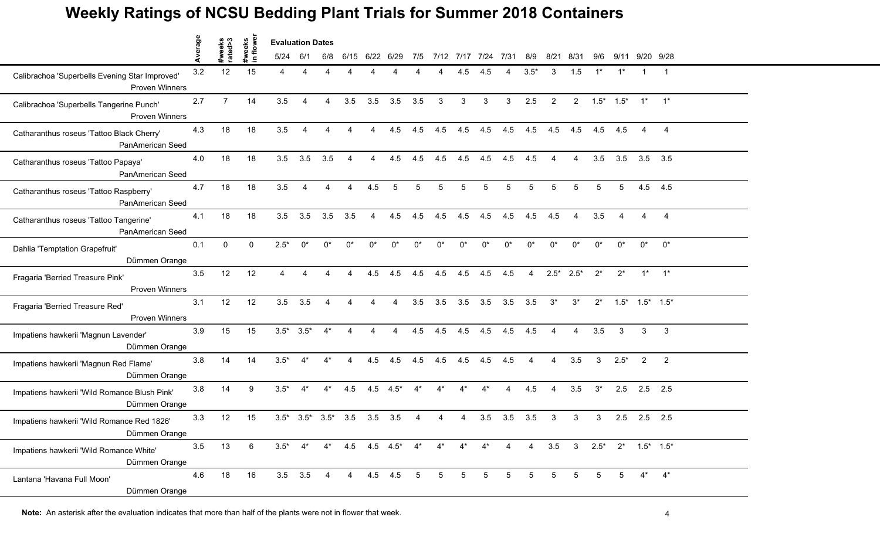# Weekly Ratings of NCSU Bedding Plant Trials for Summer 2018 Containers

| | Average | #weeks rated>3 | #weeks in flower | 5/24 | 6/1 | 6/8 | 6/15 | 6/22 | 6/29 | 7/5 | 7/12 | 7/17 | 7/24 | 7/31 | 8/9 | 8/21 | 8/31 | 9/6 | 9/11 | 9/20 | 9/28 |
|---|---|---|---|---|---|---|---|---|---|---|---|---|---|---|---|---|---|---|---|---|---|
| | | | | Evaluation Dates | | | | | | | | | | | | | | | | | |
| Calibrachoa 'Superbells Evening Star Improved' Proven Winners | 3.2 | 12 | 15 | 4 | 4 | 4 | 4 | 4 | 4 | 4 | 4 | 4.5 | 4.5 | 4 | 3.5* | 3 | 1.5 | 1* | 1* | 1 | 1 |
| Calibrachoa 'Superbells Tangerine Punch' Proven Winners | 2.7 | 7 | 14 | 3.5 | 4 | 4 | 3.5 | 3.5 | 3.5 | 3.5 | 3 | 3 | 3 | 3 | 2.5 | 2 | 2 | 1.5* | 1.5* | 1* | 1* |
| Catharanthus roseus 'Tattoo Black Cherry' PanAmerican Seed | 4.3 | 18 | 18 | 3.5 | 4 | 4 | 4 | 4 | 4.5 | 4.5 | 4.5 | 4.5 | 4.5 | 4.5 | 4.5 | 4.5 | 4.5 | 4.5 | 4.5 | 4 | 4 |
| Catharanthus roseus 'Tattoo Papaya' PanAmerican Seed | 4.0 | 18 | 18 | 3.5 | 3.5 | 3.5 | 4 | 4 | 4.5 | 4.5 | 4.5 | 4.5 | 4.5 | 4.5 | 4.5 | 4 | 4 | 3.5 | 3.5 | 3.5 | 3.5 |
| Catharanthus roseus 'Tattoo Raspberry' PanAmerican Seed | 4.7 | 18 | 18 | 3.5 | 4 | 4 | 4 | 4.5 | 5 | 5 | 5 | 5 | 5 | 5 | 5 | 5 | 5 | 5 | 5 | 4.5 | 4.5 |
| Catharanthus roseus 'Tattoo Tangerine' PanAmerican Seed | 4.1 | 18 | 18 | 3.5 | 3.5 | 3.5 | 3.5 | 4 | 4.5 | 4.5 | 4.5 | 4.5 | 4.5 | 4.5 | 4.5 | 4.5 | 4 | 3.5 | 4 | 4 | 4 |
| Dahlia 'Temptation Grapefruit' Dümmen Orange | 0.1 | 0 | 0 | 2.5* | 0* | 0* | 0* | 0* | 0* | 0* | 0* | 0* | 0* | 0* | 0* | 0* | 0* | 0* | 0* | 0* | 0* |
| Fragaria 'Berried Treasure Pink' Proven Winners | 3.5 | 12 | 12 | 4 | 4 | 4 | 4 | 4.5 | 4.5 | 4.5 | 4.5 | 4.5 | 4.5 | 4.5 | 4 | 2.5* | 2.5* | 2* | 2* | 1* | 1* |
| Fragaria 'Berried Treasure Red' Proven Winners | 3.1 | 12 | 12 | 3.5 | 3.5 | 4 | 4 | 4 | 4 | 3.5 | 3.5 | 3.5 | 3.5 | 3.5 | 3.5 | 3* | 3* | 2* | 1.5* | 1.5* | 1.5* |
| Impatiens hawkerii 'Magnun Lavender' Dümmen Orange | 3.9 | 15 | 15 | 3.5* | 3.5* | 4* | 4 | 4 | 4 | 4.5 | 4.5 | 4.5 | 4.5 | 4.5 | 4.5 | 4 | 4 | 3.5 | 3 | 3 | 3 |
| Impatiens hawkerii 'Magnun Red Flame' Dümmen Orange | 3.8 | 14 | 14 | 3.5* | 4* | 4* | 4 | 4.5 | 4.5 | 4.5 | 4.5 | 4.5 | 4.5 | 4.5 | 4 | 4 | 3.5 | 3 | 2.5* | 2 | 2 |
| Impatiens hawkerii 'Wild Romance Blush Pink' Dümmen Orange | 3.8 | 14 | 9 | 3.5* | 4* | 4* | 4.5 | 4.5 | 4.5* | 4* | 4* | 4* | 4* | 4 | 4.5 | 4 | 3.5 | 3* | 2.5 | 2.5 | 2.5 |
| Impatiens hawkerii 'Wild Romance Red 1826' Dümmen Orange | 3.3 | 12 | 15 | 3.5* | 3.5* | 3.5* | 3.5 | 3.5 | 3.5 | 4 | 4 | 4 | 3.5 | 3.5 | 3.5 | 3 | 3 | 3 | 2.5 | 2.5 | 2.5 |
| Impatiens hawkerii 'Wild Romance White' Dümmen Orange | 3.5 | 13 | 6 | 3.5* | 4* | 4* | 4.5 | 4.5 | 4.5* | 4* | 4* | 4* | 4* | 4 | 4 | 3.5 | 3 | 2.5* | 2* | 1.5* | 1.5* |
| Lantana 'Havana Full Moon' Dümmen Orange | 4.6 | 18 | 16 | 3.5 | 3.5 | 4 | 4 | 4.5 | 4.5 | 5 | 5 | 5 | 5 | 5 | 5 | 5 | 5 | 5 | 5 | 4* | 4* |

**Note:** An asterisk after the evaluation indicates that more than half of the plants were not in flower that week.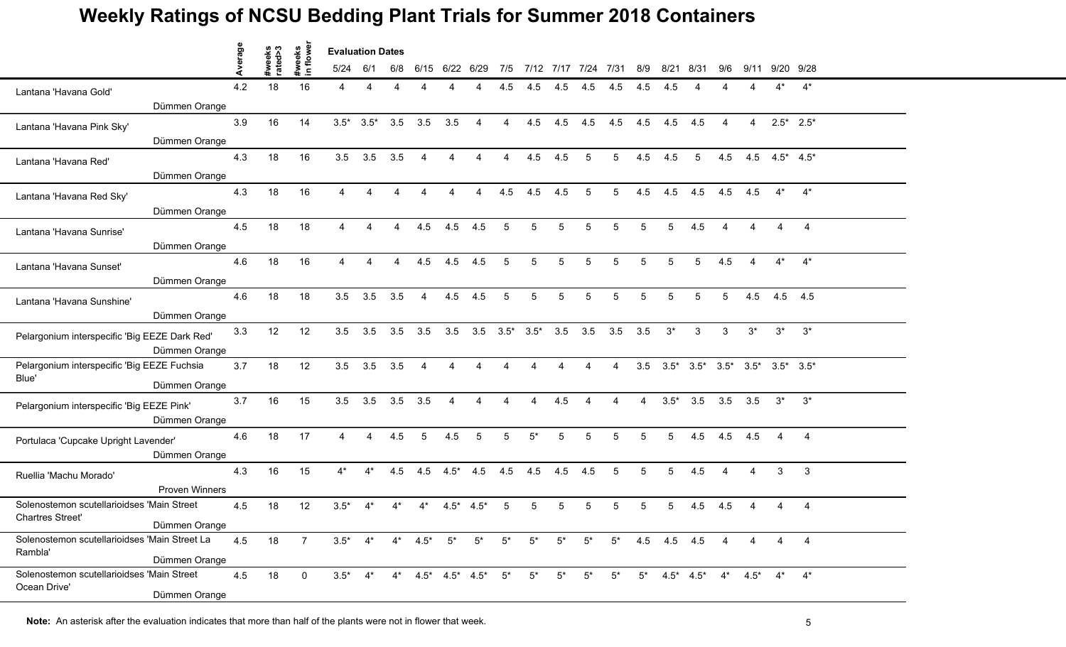# Weekly Ratings of NCSU Bedding Plant Trials for Summer 2018 Containers

| | Average | #weeks rated>3 | #weeks in flower | 5/24 | 6/1 | 6/8 | 6/15 | 6/22 | 6/29 | 7/5 | 7/12 | 7/17 | 7/24 | 7/31 | 8/9 | 8/21 | 8/31 | 9/6 | 9/11 | 9/20 | 9/28 |
|---|---|---|---|---|---|---|---|---|---|---|---|---|---|---|---|---|---|---|---|---|---|
| | | | | Evaluation Dates | | | | | | | | | | | | | | | | | |
| Lantana 'Havana Gold' Dümmen Orange | 4.2 | 18 | 16 | 4 | 4 | 4 | 4 | 4 | 4 | 4.5 | 4.5 | 4.5 | 4.5 | 4.5 | 4.5 | 4.5 | 4 | 4 | 4 | 4* | 4* |
| Lantana 'Havana Pink Sky' Dümmen Orange | 3.9 | 16 | 14 | 3.5* | 3.5* | 3.5 | 3.5 | 3.5 | 4 | 4 | 4.5 | 4.5 | 4.5 | 4.5 | 4.5 | 4.5 | 4.5 | 4 | 4 | 2.5* | 2.5* |
| Lantana 'Havana Red' Dümmen Orange | 4.3 | 18 | 16 | 3.5 | 3.5 | 3.5 | 4 | 4 | 4 | 4 | 4.5 | 4.5 | 5 | 5 | 4.5 | 4.5 | 5 | 4.5 | 4.5 | 4.5* | 4.5* |
| Lantana 'Havana Red Sky' Dümmen Orange | 4.3 | 18 | 16 | 4 | 4 | 4 | 4 | 4 | 4 | 4.5 | 4.5 | 4.5 | 5 | 5 | 4.5 | 4.5 | 4.5 | 4.5 | 4.5 | 4* | 4* |
| Lantana 'Havana Sunrise' Dümmen Orange | 4.5 | 18 | 18 | 4 | 4 | 4 | 4.5 | 4.5 | 4.5 | 5 | 5 | 5 | 5 | 5 | 5 | 5 | 4.5 | 4 | 4 | 4 | 4 |
| Lantana 'Havana Sunset' Dümmen Orange | 4.6 | 18 | 16 | 4 | 4 | 4 | 4.5 | 4.5 | 4.5 | 5 | 5 | 5 | 5 | 5 | 5 | 5 | 5 | 4.5 | 4 | 4* | 4* |
| Lantana 'Havana Sunshine' Dümmen Orange | 4.6 | 18 | 18 | 3.5 | 3.5 | 3.5 | 4 | 4.5 | 4.5 | 5 | 5 | 5 | 5 | 5 | 5 | 5 | 5 | 5 | 4.5 | 4.5 | 4.5 |
| Pelargonium interspecific 'Big EEZE Dark Red' Dümmen Orange | 3.3 | 12 | 12 | 3.5 | 3.5 | 3.5 | 3.5 | 3.5 | 3.5 | 3.5* | 3.5* | 3.5 | 3.5 | 3.5 | 3.5 | 3* | 3 | 3 | 3* | 3* | 3* |
| Pelargonium interspecific 'Big EEZE Fuchsia Blue' Dümmen Orange | 3.7 | 18 | 12 | 3.5 | 3.5 | 3.5 | 4 | 4 | 4 | 4 | 4 | 4 | 4 | 4 | 3.5 | 3.5* | 3.5* | 3.5* | 3.5* | 3.5* | 3.5* |
| Pelargonium interspecific 'Big EEZE Pink' Dümmen Orange | 3.7 | 16 | 15 | 3.5 | 3.5 | 3.5 | 3.5 | 4 | 4 | 4 | 4 | 4.5 | 4 | 4 | 4 | 3.5* | 3.5 | 3.5 | 3.5 | 3* | 3* |
| Portulaca 'Cupcake Upright Lavender' Dümmen Orange | 4.6 | 18 | 17 | 4 | 4 | 4.5 | 5 | 4.5 | 5 | 5 | 5* | 5 | 5 | 5 | 5 | 5 | 4.5 | 4.5 | 4.5 | 4 | 4 |
| Ruellia 'Machu Morado' Proven Winners | 4.3 | 16 | 15 | 4* | 4* | 4.5 | 4.5 | 4.5* | 4.5 | 4.5 | 4.5 | 4.5 | 4.5 | 5 | 5 | 5 | 4.5 | 4 | 4 | 3 | 3 |
| Solenostemon scutellarioidses 'Main Street Chartres Street' Dümmen Orange | 4.5 | 18 | 12 | 3.5* | 4* | 4* | 4* | 4.5* | 4.5* | 5 | 5 | 5 | 5 | 5 | 5 | 5 | 4.5 | 4.5 | 4 | 4 | 4 |
| Solenostemon scutellarioidses 'Main Street La Rambla' Dümmen Orange | 4.5 | 18 | 7 | 3.5* | 4* | 4* | 4.5* | 5* | 5* | 5* | 5* | 5* | 5* | 5* | 4.5 | 4.5 | 4.5 | 4 | 4 | 4 | 4 |
| Solenostemon scutellarioidses 'Main Street Ocean Drive' Dümmen Orange | 4.5 | 18 | 0 | 3.5* | 4* | 4* | 4.5* | 4.5* | 4.5* | 5* | 5* | 5* | 5* | 5* | 5* | 4.5* | 4.5* | 4* | 4.5* | 4* | 4* |

**Note:** An asterisk after the evaluation indicates that more than half of the plants were not in flower that week.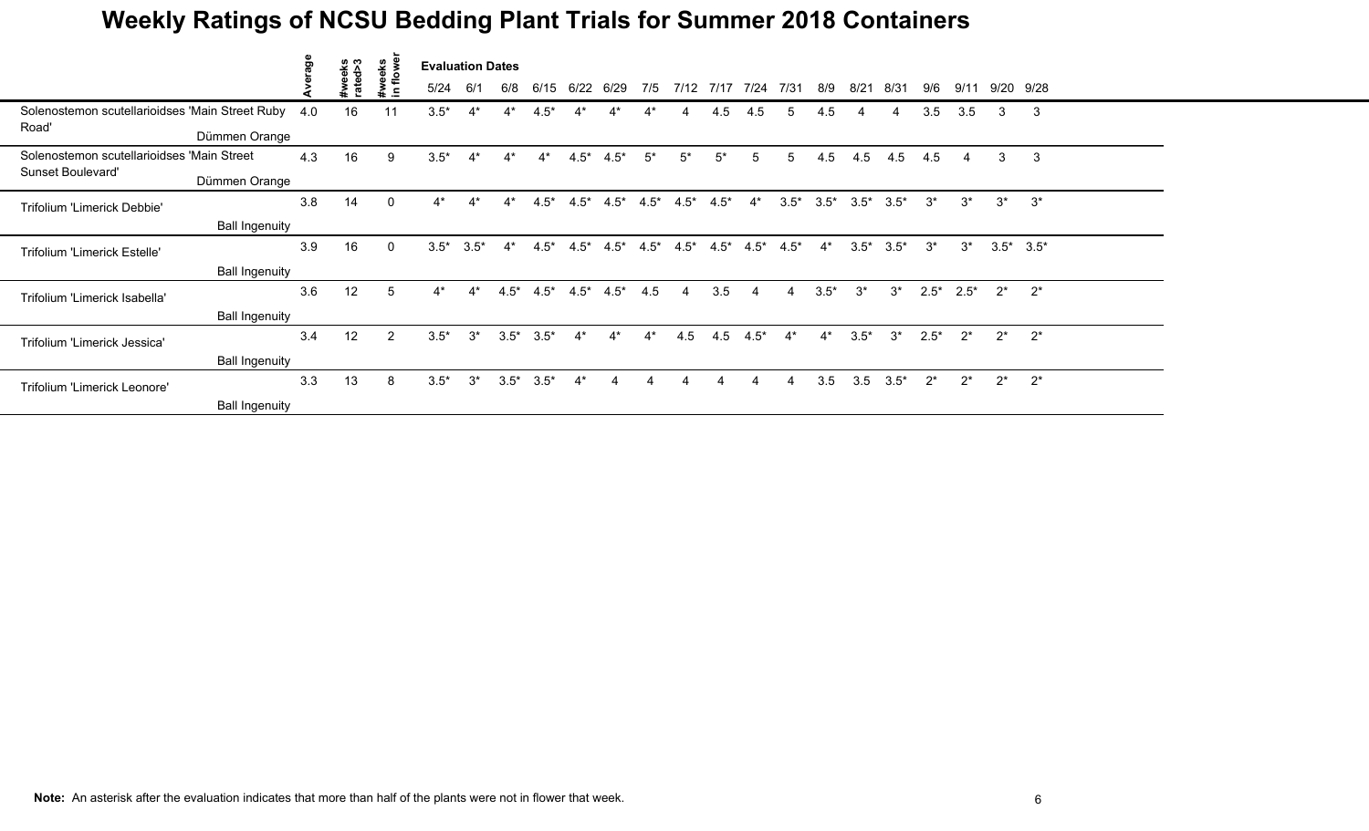# Weekly Ratings of NCSU Bedding Plant Trials for Summer 2018 Containers

| | Average | #weeks rated>3 | #weeks in flower | 5/24 | 6/1 | 6/8 | 6/15 | 6/22 | 6/29 | 7/5 | 7/12 | 7/17 | 7/24 | 7/31 | 8/9 | 8/21 | 8/31 | 9/6 | 9/11 | 9/20 | 9/28 |
|---|---|---|---|---|---|---|---|---|---|---|---|---|---|---|---|---|---|---|---|---|---|
| Solenostemon scutellarioidses 'Main Street Ruby Road' Dümmen Orange | 4.0 | 16 | 11 | 3.5* | 4* | 4* | 4.5* | 4* | 4* | 4* | 4 | 4.5 | 4.5 | 5 | 4.5 | 4 | 4 | 3.5 | 3.5 | 3 | 3 |
| Solenostemon scutellarioidses 'Main Street Sunset Boulevard' Dümmen Orange | 4.3 | 16 | 9 | 3.5* | 4* | 4* | 4* | 4.5* | 4.5* | 5* | 5* | 5* | 5 | 5 | 4.5 | 4.5 | 4.5 | 4.5 | 4 | 3 | 3 |
| Trifolium 'Limerick Debbie' Ball Ingenuity | 3.8 | 14 | 0 | 4* | 4* | 4* | 4.5* | 4.5* | 4.5* | 4.5* | 4.5* | 4.5* | 4* | 3.5* | 3.5* | 3.5* | 3.5* | 3* | 3* | 3* | 3* |
| Trifolium 'Limerick Estelle' Ball Ingenuity | 3.9 | 16 | 0 | 3.5* | 3.5* | 4* | 4.5* | 4.5* | 4.5* | 4.5* | 4.5* | 4.5* | 4.5* | 4.5* | 4* | 3.5* | 3.5* | 3* | 3* | 3.5* | 3.5* |
| Trifolium 'Limerick Isabella' Ball Ingenuity | 3.6 | 12 | 5 | 4* | 4* | 4.5* | 4.5* | 4.5* | 4.5* | 4.5 | 4 | 3.5 | 4 | 4 | 3.5* | 3* | 3* | 2.5* | 2.5* | 2* | 2* |
| Trifolium 'Limerick Jessica' Ball Ingenuity | 3.4 | 12 | 2 | 3.5* | 3* | 3.5* | 3.5* | 4* | 4* | 4* | 4.5 | 4.5 | 4.5* | 4* | 4* | 3.5* | 3* | 2.5* | 2* | 2* | 2* |
| Trifolium 'Limerick Leonore' Ball Ingenuity | 3.3 | 13 | 8 | 3.5* | 3* | 3.5* | 3.5* | 4* | 4 | 4 | 4 | 4 | 4 | 4 | 3.5 | 3.5 | 3.5* | 2* | 2* | 2* | 2* |

**Note:** An asterisk after the evaluation indicates that more than half of the plants were not in flower that week.